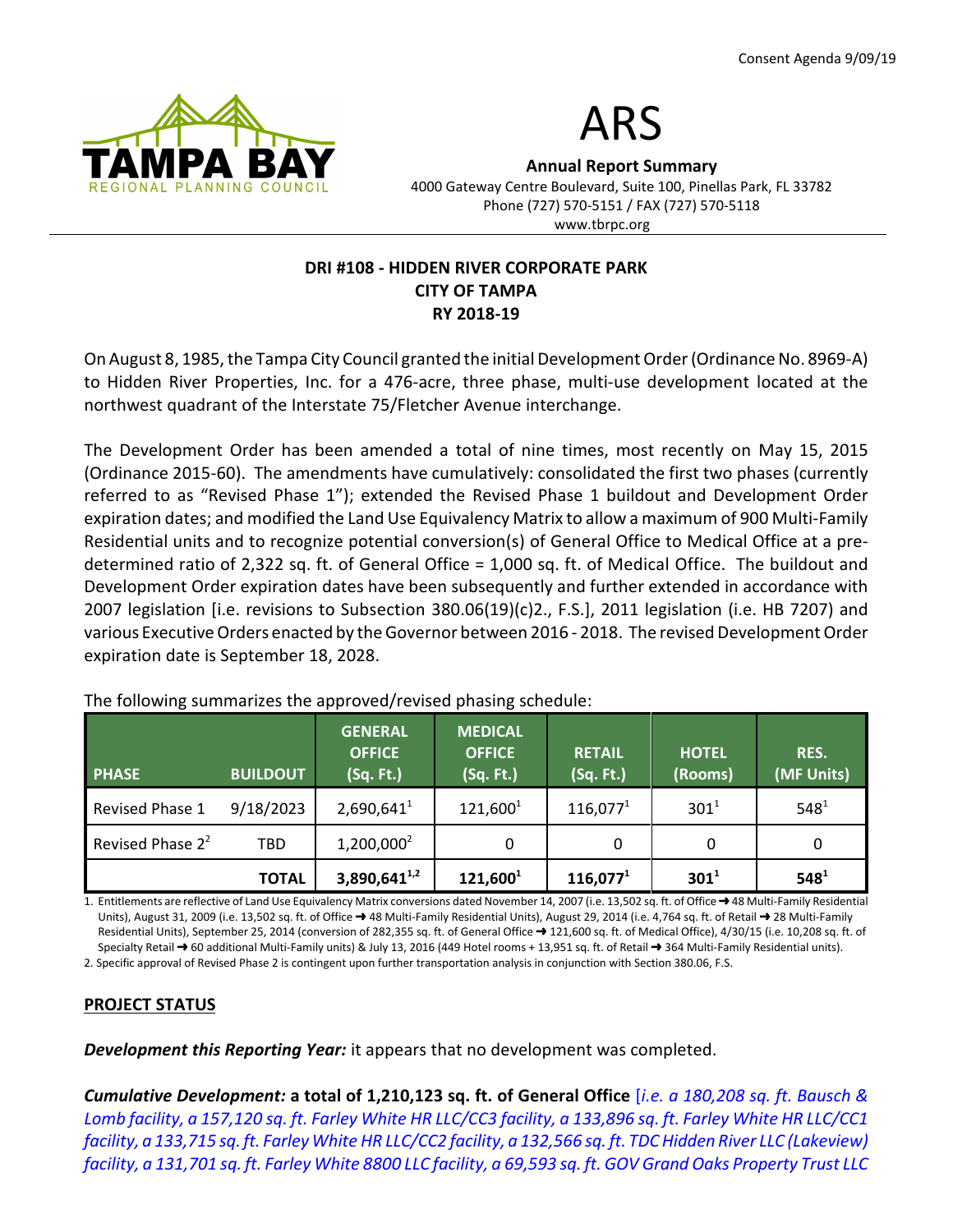Consent Agenda 9/09/19

TAMPA BAY
REGIONAL PLANNING COUNCIL

# ARS

**Annual Report Summary**

4000 Gateway Centre Boulevard, Suite 100, Pinellas Park, FL 33782
Phone (727) 570-5151 / FAX (727) 570-5118
www.tbrpc.org

## DRI #108 - HIDDEN RIVER CORPORATE PARK
## CITY OF TAMPA
## RY 2018-19

On August 8, 1985, the Tampa City Council granted the initial Development Order (Ordinance No. 8969-A) to Hidden River Properties, Inc. for a 476-acre, three phase, multi-use development located at the northwest quadrant of the Interstate 75/Fletcher Avenue interchange.

The Development Order has been amended a total of nine times, most recently on May 15, 2015 (Ordinance 2015-60). The amendments have cumulatively: consolidated the first two phases (currently referred to as "Revised Phase 1"); extended the Revised Phase 1 buildout and Development Order expiration dates; and modified the Land Use Equivalency Matrix to allow a maximum of 900 Multi-Family Residential units and to recognize potential conversion(s) of General Office to Medical Office at a pre-determined ratio of 2,322 sq. ft. of General Office = 1,000 sq. ft. of Medical Office. The buildout and Development Order expiration dates have been subsequently and further extended in accordance with 2007 legislation [i.e. revisions to Subsection 380.06(19)(c)2., F.S.], 2011 legislation (i.e. HB 7207) and various Executive Orders enacted by the Governor between 2016 - 2018. The revised Development Order expiration date is September 18, 2028.

The following summarizes the approved/revised phasing schedule:

| PHASE | BUILDOUT | GENERAL OFFICE (Sq. Ft.) | MEDICAL OFFICE (Sq. Ft.) | RETAIL (Sq. Ft.) | HOTEL (Rooms) | RES. (MF Units) |
|---|---|---|---|---|---|---|
| Revised Phase 1 | 9/18/2023 | 2,690,641[1] | 121,600[1] | 116,077[1] | 301[1] | 548[1] |
| Revised Phase 2[2] | TBD | 1,200,000[2] | 0 | 0 | 0 | 0 |
| | **TOTAL** | **3,890,641[1,2]** | **121,600[1]** | **116,077[1]** | **301[1]** | **548[1]** |

1. Entitlements are reflective of Land Use Equivalency Matrix conversions dated November 14, 2007 (i.e. 13,502 sq. ft. of Office ➜ 48 Multi-Family Residential Units), August 31, 2009 (i.e. 13,502 sq. ft. of Office ➜ 48 Multi-Family Residential Units), August 29, 2014 (i.e. 4,764 sq. ft. of Retail ➜ 28 Multi-Family Residential Units), September 25, 2014 (conversion of 282,355 sq. ft. of General Office ➜ 121,600 sq. ft. of Medical Office), 4/30/15 (i.e. 10,208 sq. ft. of Specialty Retail ➜ 60 additional Multi-Family units) & July 13, 2016 (449 Hotel rooms + 13,951 sq. ft. of Retail ➜ 364 Multi-Family Residential units).
2. Specific approval of Revised Phase 2 is contingent upon further transportation analysis in conjunction with Section 380.06, F.S.

**PROJECT STATUS**

***Development this Reporting Year:*** it appears that no development was completed.

***Cumulative Development:*** **a total of 1,210,123 sq. ft. of General Office** [*i.e. a 180,208 sq. ft. Bausch & Lomb facility, a 157,120 sq. ft. Farley White HR LLC/CC3 facility, a 133,896 sq. ft. Farley White HR LLC/CC1 facility, a 133,715 sq. ft. Farley White HR LLC/CC2 facility, a 132,566 sq. ft. TDC Hidden River LLC (Lakeview) facility, a 131,701 sq. ft. Farley White 8800 LLC facility, a 69,593 sq. ft. GOV Grand Oaks Property Trust LLC*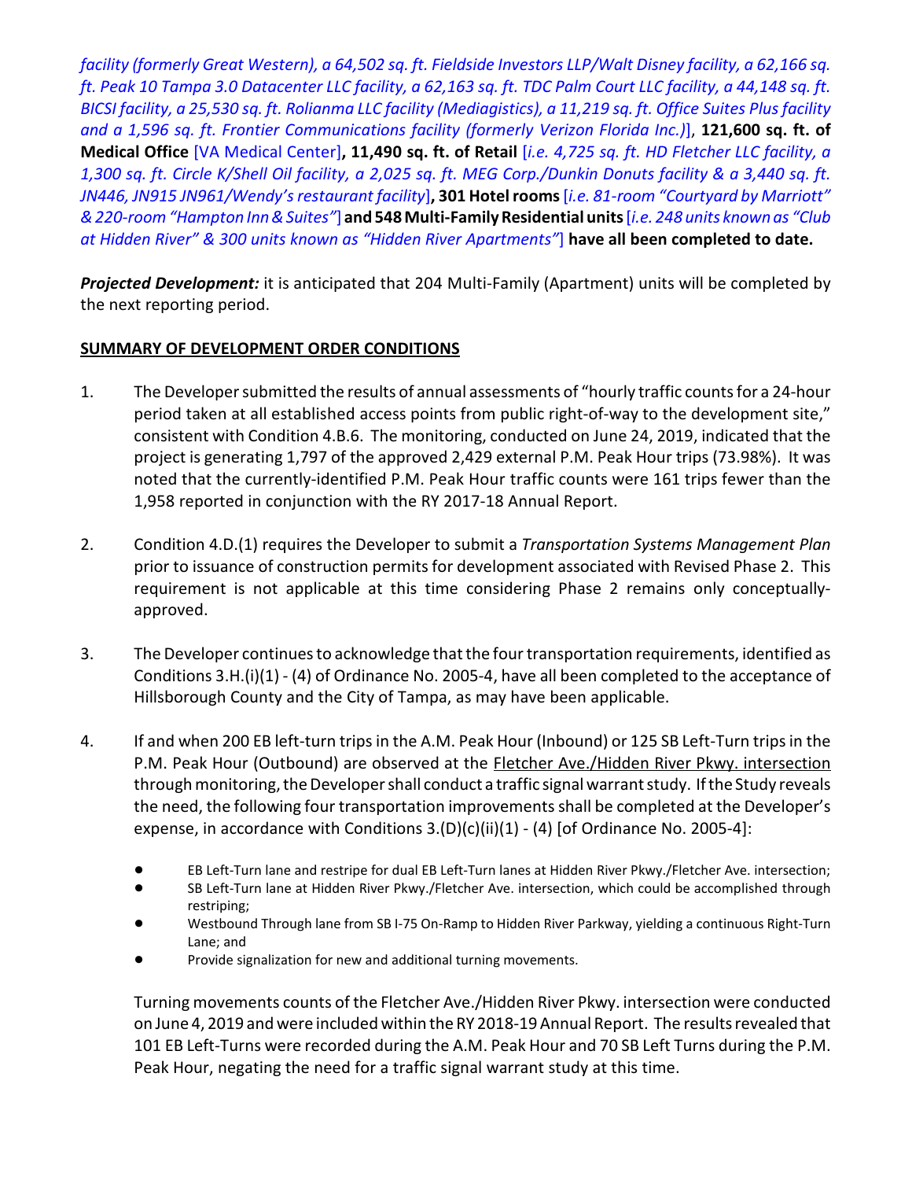*facility (formerly Great Western), a 64,502 sq. ft. Fieldside Investors LLP/Walt Disney facility, a 62,166 sq. ft. Peak 10 Tampa 3.0 Datacenter LLC facility, a 62,163 sq. ft. TDC Palm Court LLC facility, a 44,148 sq. ft. BICSI facility, a 25,530 sq. ft. Rolianma LLC facility (Mediagistics), a 11,219 sq. ft. Office Suites Plus facility and a 1,596 sq. ft. Frontier Communications facility (formerly Verizon Florida Inc.)*], **121,600 sq. ft. of Medical Office** [VA Medical Center]**, 11,490 sq. ft. of Retail** [*i.e. 4,725 sq. ft. HD Fletcher LLC facility, a 1,300 sq. ft. Circle K/Shell Oil facility, a 2,025 sq. ft. MEG Corp./Dunkin Donuts facility & a 3,440 sq. ft. JN446, JN915 JN961/Wendy's restaurant facility*]**, 301 Hotel rooms** [*i.e. 81-room "Courtyard by Marriott" & 220-room "Hampton Inn & Suites"*] **and 548 Multi-Family Residential units** [*i.e. 248 units known as "Club at Hidden River" & 300 units known as "Hidden River Apartments"*] **have all been completed to date.**

***Projected Development:*** it is anticipated that 204 Multi-Family (Apartment) units will be completed by the next reporting period.

## SUMMARY OF DEVELOPMENT ORDER CONDITIONS

1. The Developer submitted the results of annual assessments of "hourly traffic counts for a 24-hour period taken at all established access points from public right-of-way to the development site," consistent with Condition 4.B.6. The monitoring, conducted on June 24, 2019, indicated that the project is generating 1,797 of the approved 2,429 external P.M. Peak Hour trips (73.98%). It was noted that the currently-identified P.M. Peak Hour traffic counts were 161 trips fewer than the 1,958 reported in conjunction with the RY 2017-18 Annual Report.

2. Condition 4.D.(1) requires the Developer to submit a *Transportation Systems Management Plan* prior to issuance of construction permits for development associated with Revised Phase 2. This requirement is not applicable at this time considering Phase 2 remains only conceptually-approved.

3. The Developer continues to acknowledge that the four transportation requirements, identified as Conditions 3.H.(i)(1) - (4) of Ordinance No. 2005-4, have all been completed to the acceptance of Hillsborough County and the City of Tampa, as may have been applicable.

4. If and when 200 EB left-turn trips in the A.M. Peak Hour (Inbound) or 125 SB Left-Turn trips in the P.M. Peak Hour (Outbound) are observed at the Fletcher Ave./Hidden River Pkwy. intersection through monitoring, the Developer shall conduct a traffic signal warrant study. If the Study reveals the need, the following four transportation improvements shall be completed at the Developer's expense, in accordance with Conditions 3.(D)(c)(ii)(1) - (4) [of Ordinance No. 2005-4]:

   - EB Left-Turn lane and restripe for dual EB Left-Turn lanes at Hidden River Pkwy./Fletcher Ave. intersection;
   - SB Left-Turn lane at Hidden River Pkwy./Fletcher Ave. intersection, which could be accomplished through restriping;
   - Westbound Through lane from SB I-75 On-Ramp to Hidden River Parkway, yielding a continuous Right-Turn Lane; and
   - Provide signalization for new and additional turning movements.

   Turning movements counts of the Fletcher Ave./Hidden River Pkwy. intersection were conducted on June 4, 2019 and were included within the RY 2018-19 Annual Report. The results revealed that 101 EB Left-Turns were recorded during the A.M. Peak Hour and 70 SB Left Turns during the P.M. Peak Hour, negating the need for a traffic signal warrant study at this time.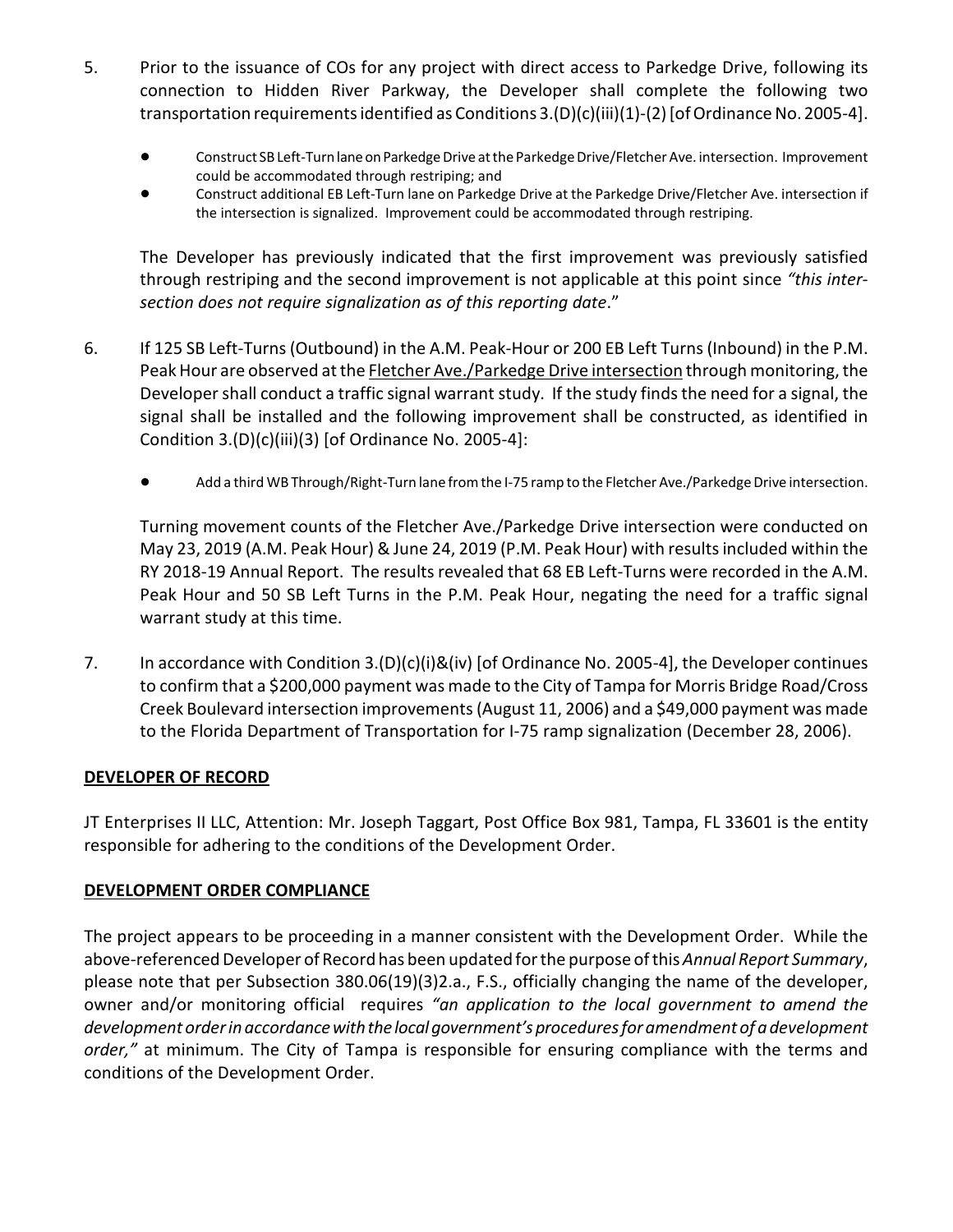5. Prior to the issuance of COs for any project with direct access to Parkedge Drive, following its connection to Hidden River Parkway, the Developer shall complete the following two transportation requirements identified as Conditions 3.(D)(c)(iii)(1)-(2) [of Ordinance No. 2005-4].

   - Construct SB Left-Turn lane on Parkedge Drive at the Parkedge Drive/Fletcher Ave. intersection. Improvement could be accommodated through restriping; and
   - Construct additional EB Left-Turn lane on Parkedge Drive at the Parkedge Drive/Fletcher Ave. intersection if the intersection is signalized. Improvement could be accommodated through restriping.

   The Developer has previously indicated that the first improvement was previously satisfied through restriping and the second improvement is not applicable at this point since *"this intersection does not require signalization as of this reporting date*."

6. If 125 SB Left-Turns (Outbound) in the A.M. Peak-Hour or 200 EB Left Turns (Inbound) in the P.M. Peak Hour are observed at the <u>Fletcher Ave./Parkedge Drive intersection</u> through monitoring, the Developer shall conduct a traffic signal warrant study. If the study finds the need for a signal, the signal shall be installed and the following improvement shall be constructed, as identified in Condition 3.(D)(c)(iii)(3) [of Ordinance No. 2005-4]:

   - Add a third WB Through/Right-Turn lane from the I-75 ramp to the Fletcher Ave./Parkedge Drive intersection.

   Turning movement counts of the Fletcher Ave./Parkedge Drive intersection were conducted on May 23, 2019 (A.M. Peak Hour) & June 24, 2019 (P.M. Peak Hour) with results included within the RY 2018-19 Annual Report. The results revealed that 68 EB Left-Turns were recorded in the A.M. Peak Hour and 50 SB Left Turns in the P.M. Peak Hour, negating the need for a traffic signal warrant study at this time.

7. In accordance with Condition 3.(D)(c)(i)&(iv) [of Ordinance No. 2005-4], the Developer continues to confirm that a $200,000 payment was made to the City of Tampa for Morris Bridge Road/Cross Creek Boulevard intersection improvements (August 11, 2006) and a $49,000 payment was made to the Florida Department of Transportation for I-75 ramp signalization (December 28, 2006).

**<u>DEVELOPER OF RECORD</u>**

JT Enterprises II LLC, Attention: Mr. Joseph Taggart, Post Office Box 981, Tampa, FL 33601 is the entity responsible for adhering to the conditions of the Development Order.

**<u>DEVELOPMENT ORDER COMPLIANCE</u>**

The project appears to be proceeding in a manner consistent with the Development Order. While the above-referenced Developer of Record has been updated for the purpose of this *Annual Report Summary*, please note that per Subsection 380.06(19)(3)2.a., F.S., officially changing the name of the developer, owner and/or monitoring official requires *"an application to the local government to amend the development order in accordance with the local government's procedures for amendment of a development order,"* at minimum. The City of Tampa is responsible for ensuring compliance with the terms and conditions of the Development Order.